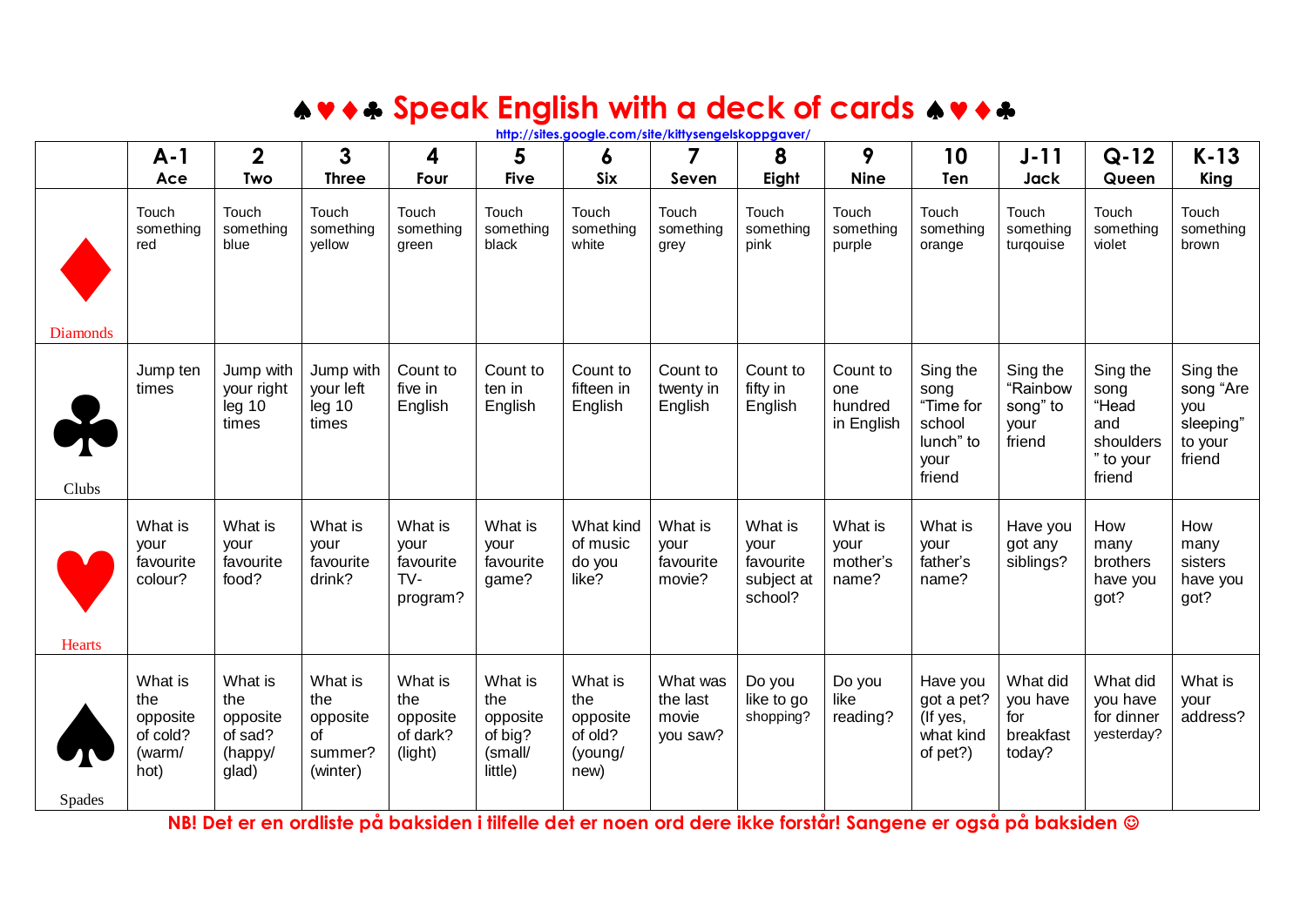# ♠♥♦♣ Speak English with a deck of cards ♠♥♦♣

http://sites.google.com/site/kittysengelskoppgaver/

| | A-1 Ace | 2 Two | 3 Three | 4 Four | 5 Five | 6 Six | 7 Seven | 8 Eight | 9 Nine | 10 Ten | J-11 Jack | Q-12 Queen | K-13 King |
|---|---|---|---|---|---|---|---|---|---|---|---|---|---|
| ♦ Diamonds | Touch something red | Touch something blue | Touch something yellow | Touch something green | Touch something black | Touch something white | Touch something grey | Touch something pink | Touch something purple | Touch something orange | Touch something turqouise | Touch something violet | Touch something brown |
| ♣ Clubs | Jump ten times | Jump with your right leg 10 times | Jump with your left leg 10 times | Count to five in English | Count to ten in English | Count to fifteen in English | Count to twenty in English | Count to fifty in English | Count to one hundred in English | Sing the song "Time for school lunch" to your friend | Sing the "Rainbow song" to your friend | Sing the song "Head and shoulders" to your friend | Sing the song "Are you sleeping" to your friend |
| ♥ Hearts | What is your favourite colour? | What is your favourite food? | What is your favourite drink? | What is your favourite TV-program? | What is your favourite game? | What kind of music do you like? | What is your favourite movie? | What is your favourite subject at school? | What is your mother's name? | What is your father's name? | Have you got any siblings? | How many brothers have you got? | How many sisters have you got? |
| ♠ Spades | What is the opposite of cold? (warm/ hot) | What is the opposite of sad? (happy/ glad) | What is the opposite of summer? (winter) | What is the opposite of dark? (light) | What is the opposite of big? (small/ little) | What is the opposite of old? (young/ new) | What was the last movie you saw? | Do you like to go shopping? | Do you like reading? | Have you got a pet? (If yes, what kind of pet?) | What did you have for breakfast today? | What did you have for dinner yesterday? | What is your address? |

**NB! Det er en ordliste på baksiden i tilfelle det er noen ord dere ikke forstår! Sangene er også på baksiden ☺**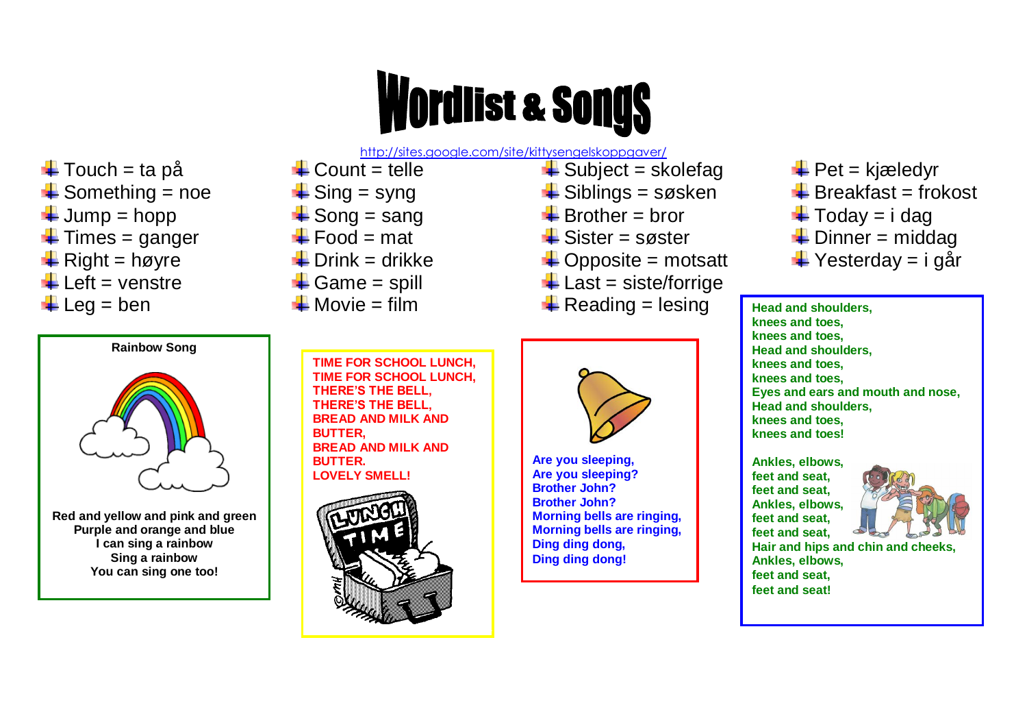# Wordlist & Songs

http://sites.google.com/site/kittysengelskoppgaver/

- Touch = ta på
- Something = noe
- Jump = hopp
- Times = ganger
- Right = høyre
- Left = venstre
- Leg = ben

- Count = telle
- Sing = syng
- Song = sang
- Food = mat
- Drink = drikke
- Game = spill
- Movie = film

- Subject = skolefag
- Siblings = søsken
- Brother = bror
- Sister = søster
- Opposite = motsatt
- Last = siste/forrige
- Reading = lesing

- Pet = kjæledyr
- Breakfast = frokost
- Today = i dag
- Dinner = middag
- Yesterday = i går

**Rainbow Song**

**Red and yellow and pink and green**
**Purple and orange and blue**
**I can sing a rainbow**
**Sing a rainbow**
**You can sing one too!**

**TIME FOR SCHOOL LUNCH,**
**TIME FOR SCHOOL LUNCH,**
**THERE'S THE BELL,**
**THERE'S THE BELL,**
**BREAD AND MILK AND BUTTER,**
**BREAD AND MILK AND BUTTER.**
**LOVELY SMELL!**

**Are you sleeping,**
**Are you sleeping?**
**Brother John?**
**Brother John?**
**Morning bells are ringing,**
**Morning bells are ringing,**
**Ding ding dong,**
**Ding ding dong!**

**Head and shoulders,**
**knees and toes,**
**knees and toes,**
**Head and shoulders,**
**knees and toes,**
**knees and toes,**
**Eyes and ears and mouth and nose,**
**Head and shoulders,**
**knees and toes,**
**knees and toes!**

**Ankles, elbows,**
**feet and seat,**
**feet and seat,**
**Ankles, elbows,**
**feet and seat,**
**feet and seat,**
**Hair and hips and chin and cheeks,**
**Ankles, elbows,**
**feet and seat,**
**feet and seat!**